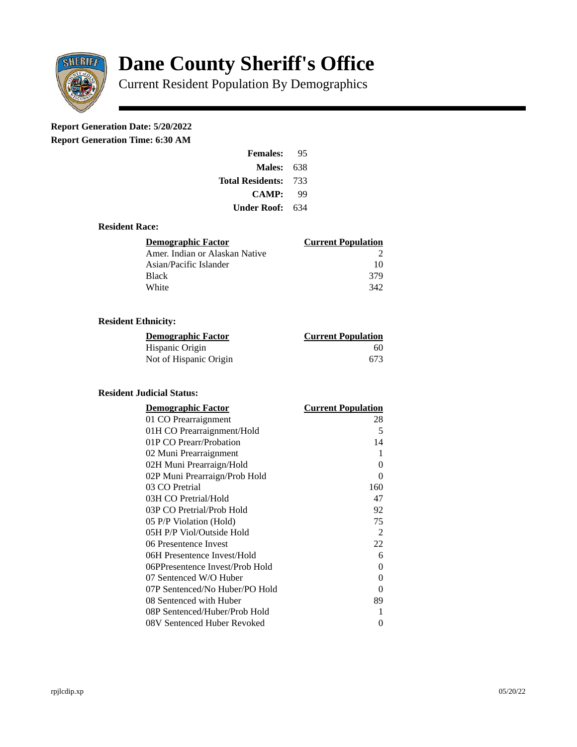# Dane County Sheriff's Office

Current Resident Population By Demographics

**Report Generation Date: 5/20/2022**

**Report Generation Time: 6:30 AM**

| | |
|---|---|
| **Females:** | 95 |
| **Males:** | 638 |
| **Total Residents:** | 733 |
| **CAMP:** | 99 |
| **Under Roof:** | 634 |

### Resident Race:

| Demographic Factor | Current Population |
|---|---|
| Amer. Indian or Alaskan Native | 2 |
| Asian/Pacific Islander | 10 |
| Black | 379 |
| White | 342 |

### Resident Ethnicity:

| Demographic Factor | Current Population |
|---|---|
| Hispanic Origin | 60 |
| Not of Hispanic Origin | 673 |

### Resident Judicial Status:

| Demographic Factor | Current Population |
|---|---|
| 01 CO Prearraignment | 28 |
| 01H CO Prearraignment/Hold | 5 |
| 01P CO Prearr/Probation | 14 |
| 02 Muni Prearraignment | 1 |
| 02H Muni Prearraign/Hold | 0 |
| 02P Muni Prearraign/Prob Hold | 0 |
| 03 CO Pretrial | 160 |
| 03H CO Pretrial/Hold | 47 |
| 03P CO Pretrial/Prob Hold | 92 |
| 05 P/P Violation (Hold) | 75 |
| 05H P/P Viol/Outside Hold | 2 |
| 06 Presentence Invest | 22 |
| 06H Presentence Invest/Hold | 6 |
| 06PPresentence Invest/Prob Hold | 0 |
| 07 Sentenced W/O Huber | 0 |
| 07P Sentenced/No Huber/PO Hold | 0 |
| 08 Sentenced with Huber | 89 |
| 08P Sentenced/Huber/Prob Hold | 1 |
| 08V Sentenced Huber Revoked | 0 |

rpjlcdip.xp 05/20/22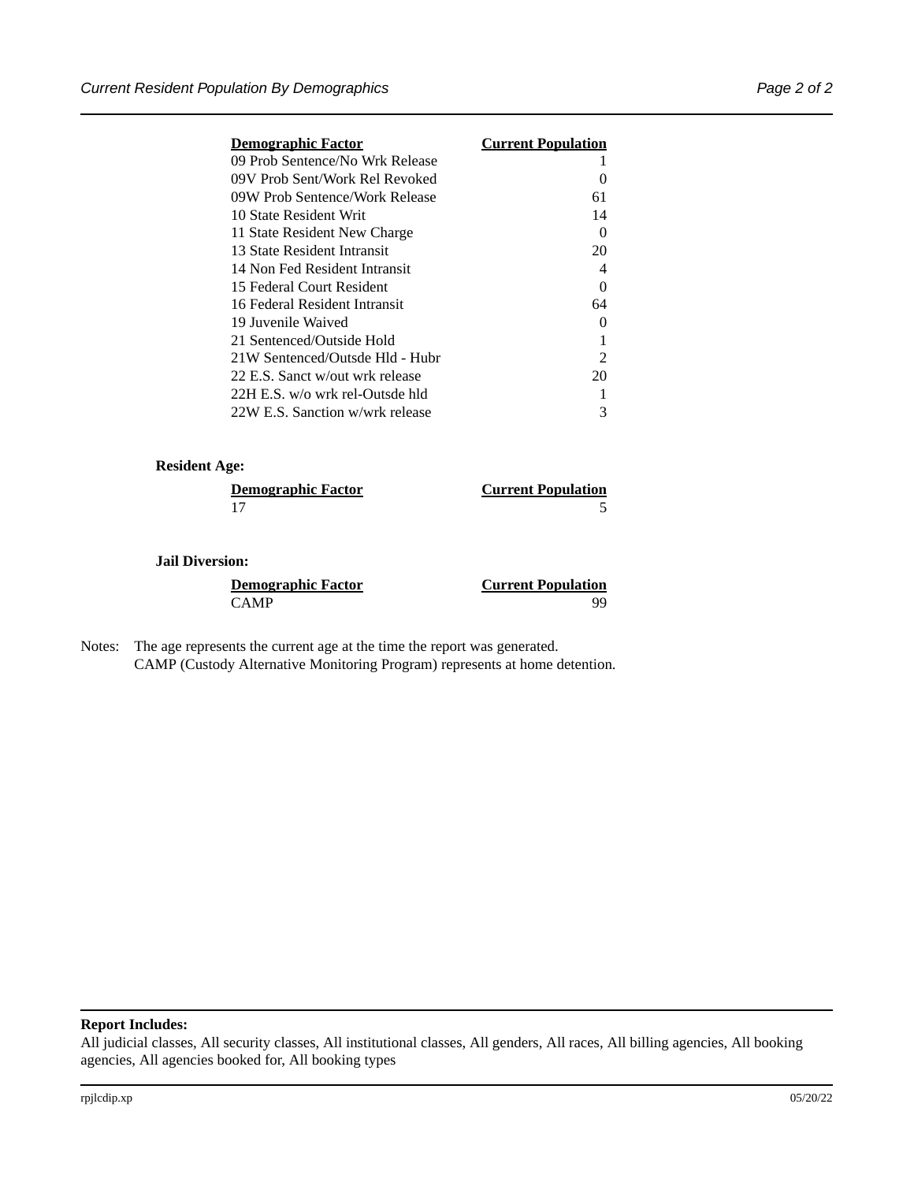| Demographic Factor | Current Population |
| --- | --- |
| 09 Prob Sentence/No Wrk Release | 1 |
| 09V Prob Sent/Work Rel Revoked | 0 |
| 09W Prob Sentence/Work Release | 61 |
| 10 State Resident Writ | 14 |
| 11 State Resident New Charge | 0 |
| 13 State Resident Intransit | 20 |
| 14 Non Fed Resident Intransit | 4 |
| 15 Federal Court Resident | 0 |
| 16 Federal Resident Intransit | 64 |
| 19 Juvenile Waived | 0 |
| 21 Sentenced/Outside Hold | 1 |
| 21W Sentenced/Outsde Hld - Hubr | 2 |
| 22 E.S. Sanct w/out wrk release | 20 |
| 22H E.S. w/o wrk rel-Outsde hld | 1 |
| 22W E.S. Sanction w/wrk release | 3 |

**Resident Age:**

| Demographic Factor | Current Population |
| --- | --- |
| 17 | 5 |

**Jail Diversion:**

| Demographic Factor | Current Population |
| --- | --- |
| CAMP | 99 |

Notes: The age represents the current age at the time the report was generated.
CAMP (Custody Alternative Monitoring Program) represents at home detention.

**Report Includes:**

All judicial classes, All security classes, All institutional classes, All genders, All races, All billing agencies, All booking agencies, All agencies booked for, All booking types

rpjlcdip.xp 05/20/22